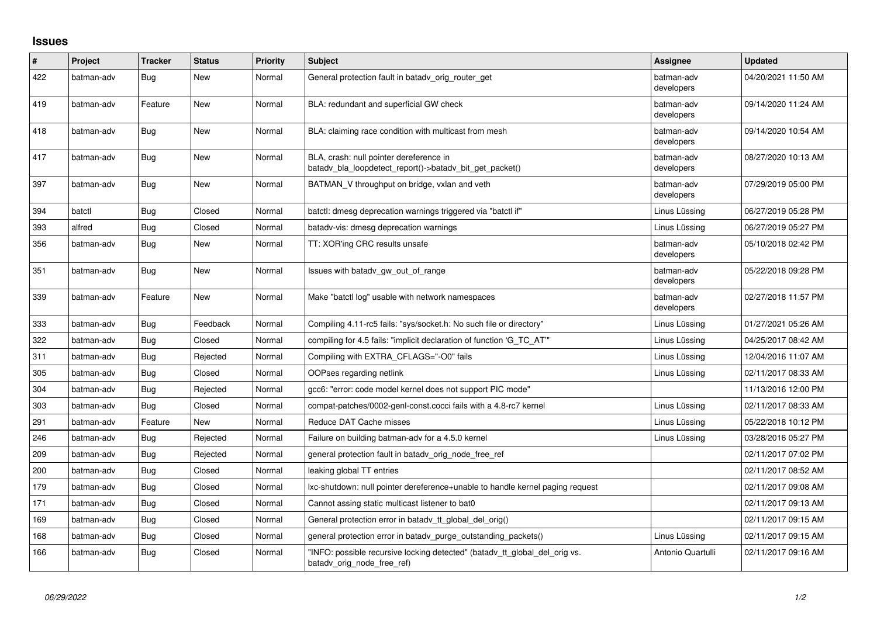## Issues

| # | Project | Tracker | Status | Priority | Subject | Assignee | Updated |
|---|---|---|---|---|---|---|---|
| 422 | batman-adv | Bug | New | Normal | General protection fault in batadv_orig_router_get | batman-adv developers | 04/20/2021 11:50 AM |
| 419 | batman-adv | Feature | New | Normal | BLA: redundant and superficial GW check | batman-adv developers | 09/14/2020 11:24 AM |
| 418 | batman-adv | Bug | New | Normal | BLA: claiming race condition with multicast from mesh | batman-adv developers | 09/14/2020 10:54 AM |
| 417 | batman-adv | Bug | New | Normal | BLA, crash: null pointer dereference in batadv_bla_loopdetect_report()->batadv_bit_get_packet() | batman-adv developers | 08/27/2020 10:13 AM |
| 397 | batman-adv | Bug | New | Normal | BATMAN_V throughput on bridge, vxlan and veth | batman-adv developers | 07/29/2019 05:00 PM |
| 394 | batctl | Bug | Closed | Normal | batctl: dmesg deprecation warnings triggered via "batctl if" | Linus Lüssing | 06/27/2019 05:28 PM |
| 393 | alfred | Bug | Closed | Normal | batadv-vis: dmesg deprecation warnings | Linus Lüssing | 06/27/2019 05:27 PM |
| 356 | batman-adv | Bug | New | Normal | TT: XOR'ing CRC results unsafe | batman-adv developers | 05/10/2018 02:42 PM |
| 351 | batman-adv | Bug | New | Normal | Issues with batadv_gw_out_of_range | batman-adv developers | 05/22/2018 09:28 PM |
| 339 | batman-adv | Feature | New | Normal | Make "batctl log" usable with network namespaces | batman-adv developers | 02/27/2018 11:57 PM |
| 333 | batman-adv | Bug | Feedback | Normal | Compiling 4.11-rc5 fails: "sys/socket.h: No such file or directory" | Linus Lüssing | 01/27/2021 05:26 AM |
| 322 | batman-adv | Bug | Closed | Normal | compiling for 4.5 fails: "implicit declaration of function 'G_TC_AT'" | Linus Lüssing | 04/25/2017 08:42 AM |
| 311 | batman-adv | Bug | Rejected | Normal | Compiling with EXTRA_CFLAGS="-O0" fails | Linus Lüssing | 12/04/2016 11:07 AM |
| 305 | batman-adv | Bug | Closed | Normal | OOPses regarding netlink | Linus Lüssing | 02/11/2017 08:33 AM |
| 304 | batman-adv | Bug | Rejected | Normal | gcc6: "error: code model kernel does not support PIC mode" | | 11/13/2016 12:00 PM |
| 303 | batman-adv | Bug | Closed | Normal | compat-patches/0002-genl-const.cocci fails with a 4.8-rc7 kernel | Linus Lüssing | 02/11/2017 08:33 AM |
| 291 | batman-adv | Feature | New | Normal | Reduce DAT Cache misses | Linus Lüssing | 05/22/2018 10:12 PM |
| 246 | batman-adv | Bug | Rejected | Normal | Failure on building batman-adv for a 4.5.0 kernel | Linus Lüssing | 03/28/2016 05:27 PM |
| 209 | batman-adv | Bug | Rejected | Normal | general protection fault in batadv_orig_node_free_ref | | 02/11/2017 07:02 PM |
| 200 | batman-adv | Bug | Closed | Normal | leaking global TT entries | | 02/11/2017 08:52 AM |
| 179 | batman-adv | Bug | Closed | Normal | lxc-shutdown: null pointer dereference+unable to handle kernel paging request | | 02/11/2017 09:08 AM |
| 171 | batman-adv | Bug | Closed | Normal | Cannot assing static multicast listener to bat0 | | 02/11/2017 09:13 AM |
| 169 | batman-adv | Bug | Closed | Normal | General protection error in batadv_tt_global_del_orig() | | 02/11/2017 09:15 AM |
| 168 | batman-adv | Bug | Closed | Normal | general protection error in batadv_purge_outstanding_packets() | Linus Lüssing | 02/11/2017 09:15 AM |
| 166 | batman-adv | Bug | Closed | Normal | "INFO: possible recursive locking detected" (batadv_tt_global_del_orig vs. batadv_orig_node_free_ref) | Antonio Quartulli | 02/11/2017 09:16 AM |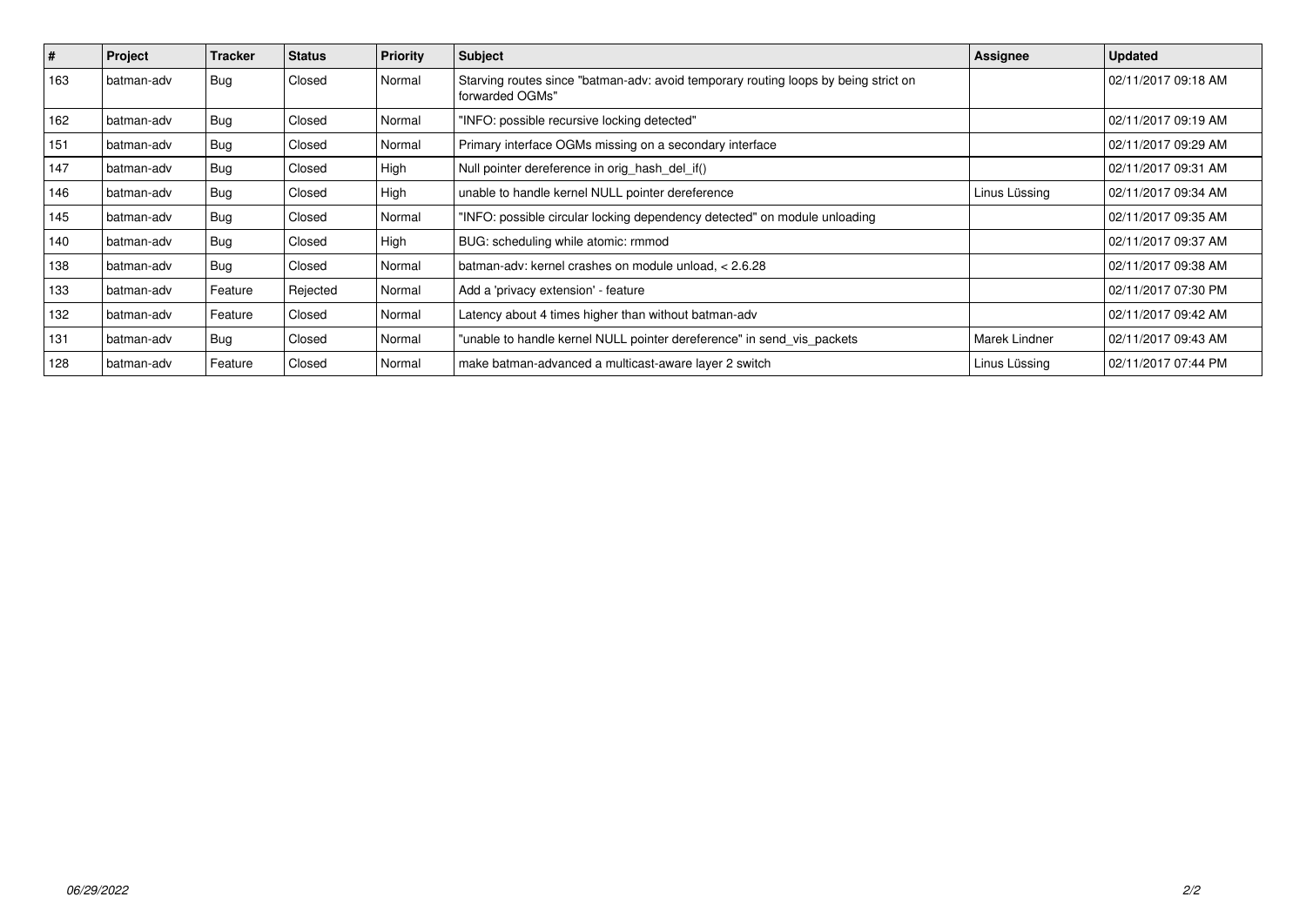| # | Project | Tracker | Status | Priority | Subject | Assignee | Updated |
|---|---|---|---|---|---|---|---|
| 163 | batman-adv | Bug | Closed | Normal | Starving routes since "batman-adv: avoid temporary routing loops by being strict on forwarded OGMs" | | 02/11/2017 09:18 AM |
| 162 | batman-adv | Bug | Closed | Normal | "INFO: possible recursive locking detected" | | 02/11/2017 09:19 AM |
| 151 | batman-adv | Bug | Closed | Normal | Primary interface OGMs missing on a secondary interface | | 02/11/2017 09:29 AM |
| 147 | batman-adv | Bug | Closed | High | Null pointer dereference in orig_hash_del_if() | | 02/11/2017 09:31 AM |
| 146 | batman-adv | Bug | Closed | High | unable to handle kernel NULL pointer dereference | Linus Lüssing | 02/11/2017 09:34 AM |
| 145 | batman-adv | Bug | Closed | Normal | "INFO: possible circular locking dependency detected" on module unloading | | 02/11/2017 09:35 AM |
| 140 | batman-adv | Bug | Closed | High | BUG: scheduling while atomic: rmmod | | 02/11/2017 09:37 AM |
| 138 | batman-adv | Bug | Closed | Normal | batman-adv: kernel crashes on module unload, < 2.6.28 | | 02/11/2017 09:38 AM |
| 133 | batman-adv | Feature | Rejected | Normal | Add a 'privacy extension' - feature | | 02/11/2017 07:30 PM |
| 132 | batman-adv | Feature | Closed | Normal | Latency about 4 times higher than without batman-adv | | 02/11/2017 09:42 AM |
| 131 | batman-adv | Bug | Closed | Normal | "unable to handle kernel NULL pointer dereference" in send_vis_packets | Marek Lindner | 02/11/2017 09:43 AM |
| 128 | batman-adv | Feature | Closed | Normal | make batman-advanced a multicast-aware layer 2 switch | Linus Lüssing | 02/11/2017 07:44 PM |